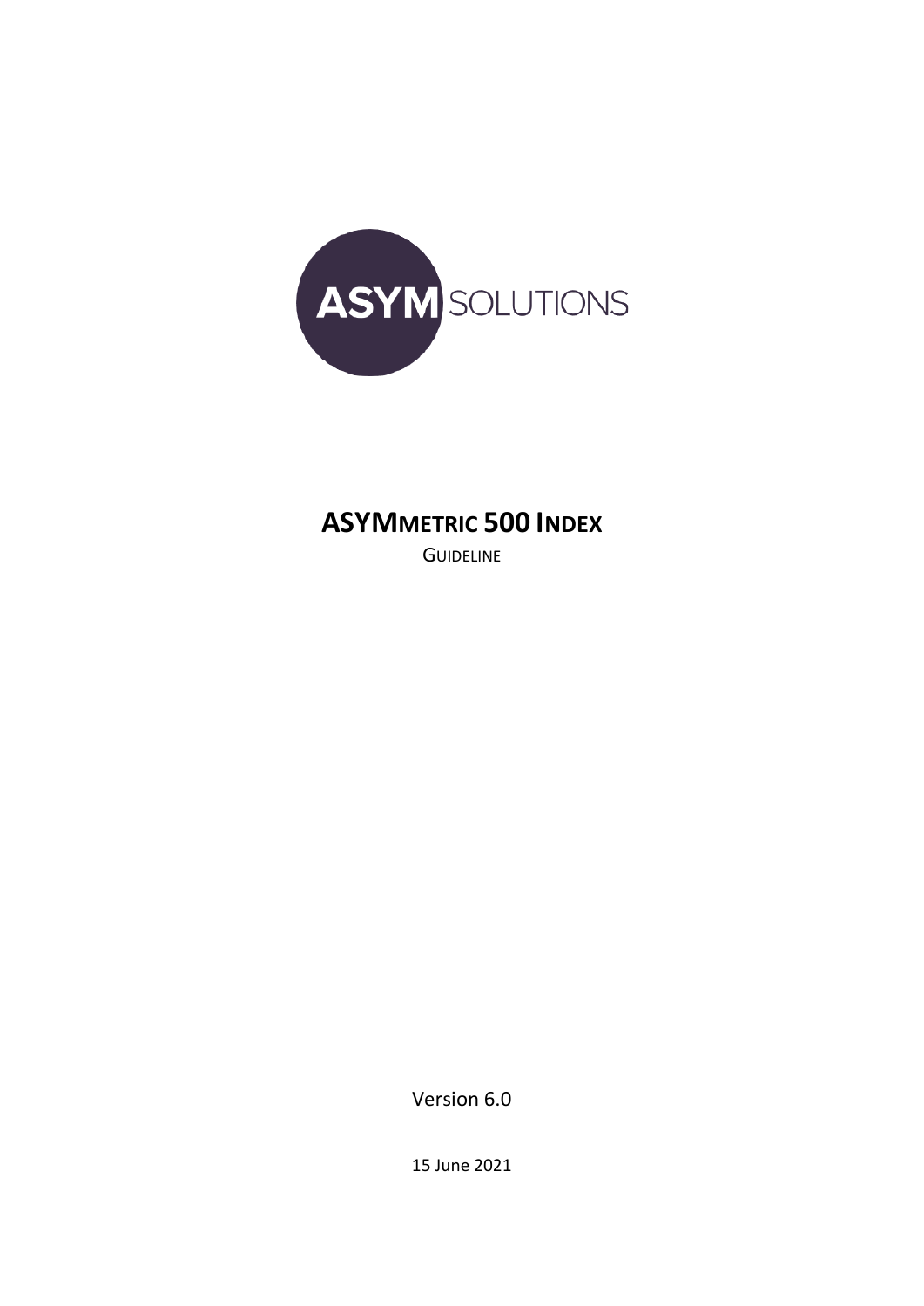ASYM SOLUTIONS

# ASYMMETRIC 500 INDEX

GUIDELINE

Version 6.0

15 June 2021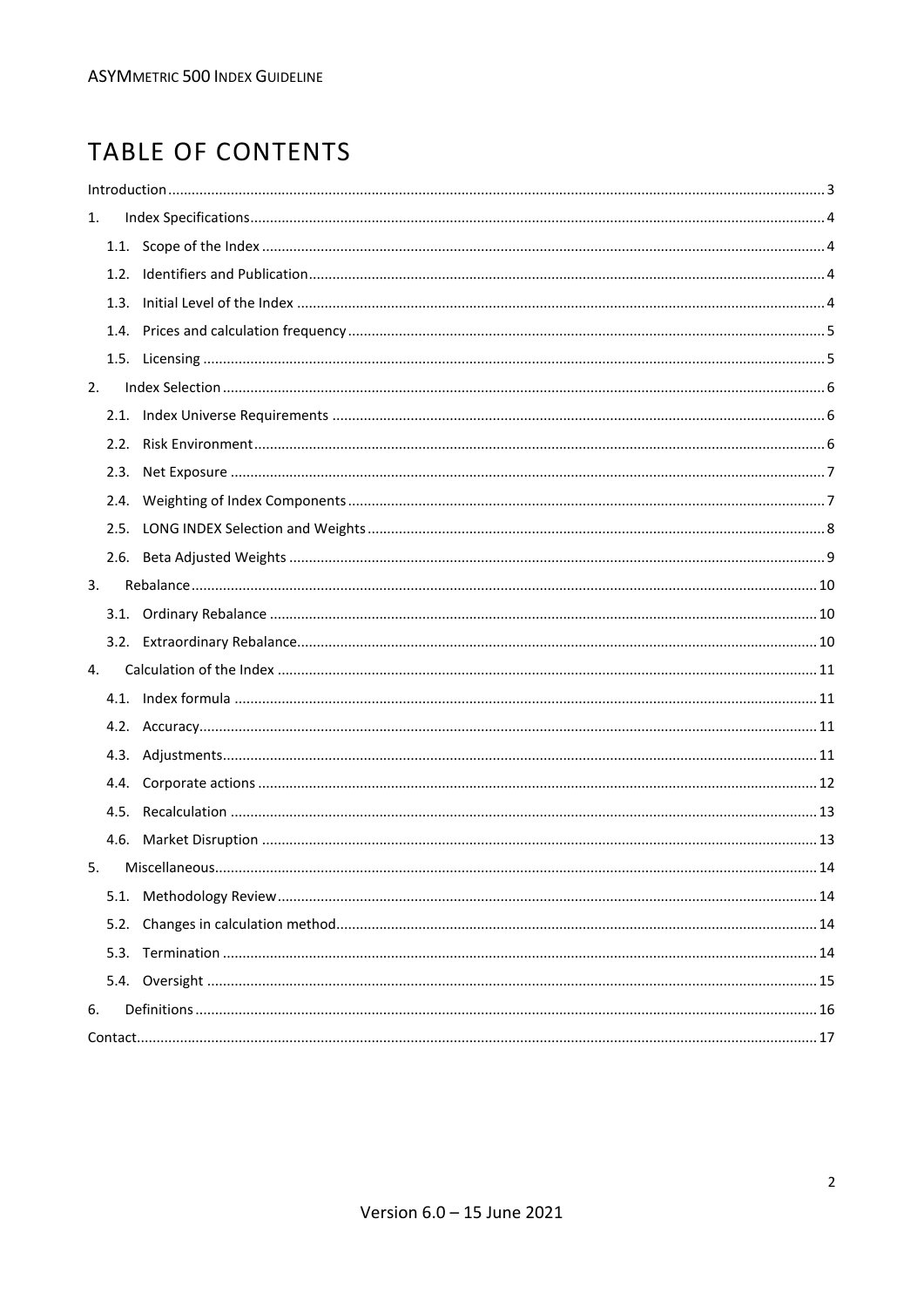# TABLE OF CONTENTS

Introduction ..... 3

1. Index Specifications ..... 4
   - 1.1. Scope of the Index ..... 4
   - 1.2. Identifiers and Publication ..... 4
   - 1.3. Initial Level of the Index ..... 4
   - 1.4. Prices and calculation frequency ..... 5
   - 1.5. Licensing ..... 5
2. Index Selection ..... 6
   - 2.1. Index Universe Requirements ..... 6
   - 2.2. Risk Environment ..... 6
   - 2.3. Net Exposure ..... 7
   - 2.4. Weighting of Index Components ..... 7
   - 2.5. LONG INDEX Selection and Weights ..... 8
   - 2.6. Beta Adjusted Weights ..... 9
3. Rebalance ..... 10
   - 3.1. Ordinary Rebalance ..... 10
   - 3.2. Extraordinary Rebalance ..... 10
4. Calculation of the Index ..... 11
   - 4.1. Index formula ..... 11
   - 4.2. Accuracy ..... 11
   - 4.3. Adjustments ..... 11
   - 4.4. Corporate actions ..... 12
   - 4.5. Recalculation ..... 13
   - 4.6. Market Disruption ..... 13
5. Miscellaneous ..... 14
   - 5.1. Methodology Review ..... 14
   - 5.2. Changes in calculation method ..... 14
   - 5.3. Termination ..... 14
   - 5.4. Oversight ..... 15
6. Definitions ..... 16

Contact ..... 17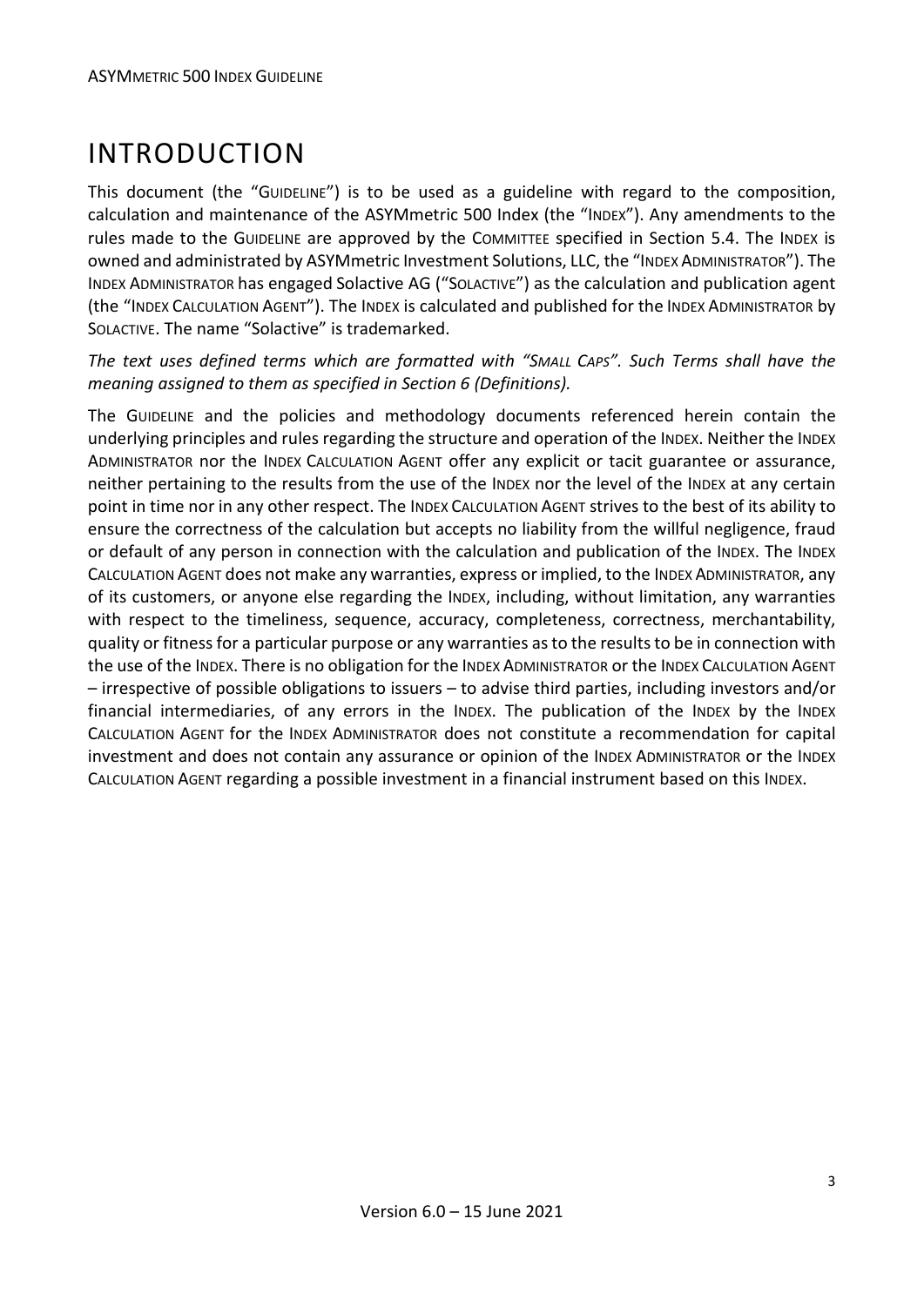# INTRODUCTION

This document (the "GUIDELINE") is to be used as a guideline with regard to the composition, calculation and maintenance of the ASYMmetric 500 Index (the "INDEX"). Any amendments to the rules made to the GUIDELINE are approved by the COMMITTEE specified in Section 5.4. The INDEX is owned and administrated by ASYMmetric Investment Solutions, LLC, the "INDEX ADMINISTRATOR"). The INDEX ADMINISTRATOR has engaged Solactive AG ("SOLACTIVE") as the calculation and publication agent (the "INDEX CALCULATION AGENT"). The INDEX is calculated and published for the INDEX ADMINISTRATOR by SOLACTIVE. The name "Solactive" is trademarked.

*The text uses defined terms which are formatted with "SMALL CAPS". Such Terms shall have the meaning assigned to them as specified in Section 6 (Definitions).*

The GUIDELINE and the policies and methodology documents referenced herein contain the underlying principles and rules regarding the structure and operation of the INDEX. Neither the INDEX ADMINISTRATOR nor the INDEX CALCULATION AGENT offer any explicit or tacit guarantee or assurance, neither pertaining to the results from the use of the INDEX nor the level of the INDEX at any certain point in time nor in any other respect. The INDEX CALCULATION AGENT strives to the best of its ability to ensure the correctness of the calculation but accepts no liability from the willful negligence, fraud or default of any person in connection with the calculation and publication of the INDEX. The INDEX CALCULATION AGENT does not make any warranties, express or implied, to the INDEX ADMINISTRATOR, any of its customers, or anyone else regarding the INDEX, including, without limitation, any warranties with respect to the timeliness, sequence, accuracy, completeness, correctness, merchantability, quality or fitness for a particular purpose or any warranties as to the results to be in connection with the use of the INDEX. There is no obligation for the INDEX ADMINISTRATOR or the INDEX CALCULATION AGENT – irrespective of possible obligations to issuers – to advise third parties, including investors and/or financial intermediaries, of any errors in the INDEX. The publication of the INDEX by the INDEX CALCULATION AGENT for the INDEX ADMINISTRATOR does not constitute a recommendation for capital investment and does not contain any assurance or opinion of the INDEX ADMINISTRATOR or the INDEX CALCULATION AGENT regarding a possible investment in a financial instrument based on this INDEX.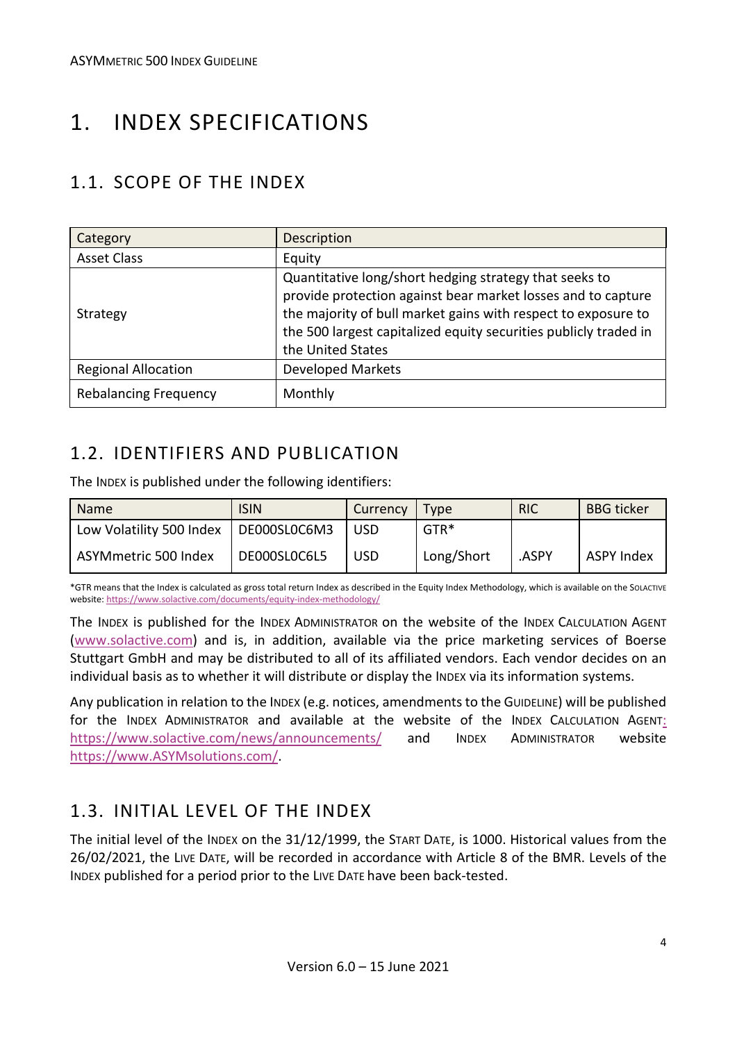# 1. INDEX SPECIFICATIONS

## 1.1. SCOPE OF THE INDEX

| Category | Description |
|---|---|
| Asset Class | Equity |
| Strategy | Quantitative long/short hedging strategy that seeks to provide protection against bear market losses and to capture the majority of bull market gains with respect to exposure to the 500 largest capitalized equity securities publicly traded in the United States |
| Regional Allocation | Developed Markets |
| Rebalancing Frequency | Monthly |

## 1.2. IDENTIFIERS AND PUBLICATION

The INDEX is published under the following identifiers:

| Name | ISIN | Currency | Type | RIC | BBG ticker |
|---|---|---|---|---|---|
| Low Volatility 500 Index | DE000SL0C6M3 | USD | GTR* | | |
| ASYMmetric 500 Index | DE000SL0C6L5 | USD | Long/Short | .ASPY | ASPY Index |

*GTR means that the Index is calculated as gross total return Index as described in the Equity Index Methodology, which is available on the SOLACTIVE website: https://www.solactive.com/documents/equity-index-methodology/

The INDEX is published for the INDEX ADMINISTRATOR on the website of the INDEX CALCULATION AGENT (www.solactive.com) and is, in addition, available via the price marketing services of Boerse Stuttgart GmbH and may be distributed to all of its affiliated vendors. Each vendor decides on an individual basis as to whether it will distribute or display the INDEX via its information systems.

Any publication in relation to the INDEX (e.g. notices, amendments to the GUIDELINE) will be published for the INDEX ADMINISTRATOR and available at the website of the INDEX CALCULATION AGENT: https://www.solactive.com/news/announcements/ and INDEX ADMINISTRATOR website https://www.ASYMsolutions.com/.

## 1.3. INITIAL LEVEL OF THE INDEX

The initial level of the INDEX on the 31/12/1999, the START DATE, is 1000. Historical values from the 26/02/2021, the LIVE DATE, will be recorded in accordance with Article 8 of the BMR. Levels of the INDEX published for a period prior to the LIVE DATE have been back-tested.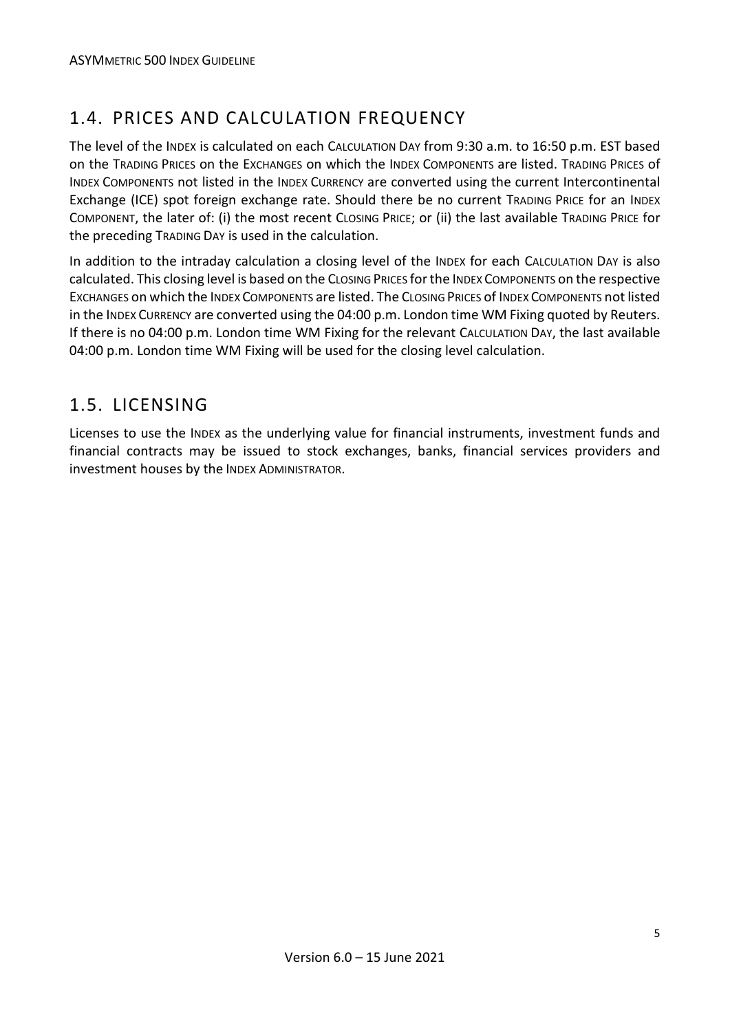## 1.4. PRICES AND CALCULATION FREQUENCY

The level of the INDEX is calculated on each CALCULATION DAY from 9:30 a.m. to 16:50 p.m. EST based on the TRADING PRICES on the EXCHANGES on which the INDEX COMPONENTS are listed. TRADING PRICES of INDEX COMPONENTS not listed in the INDEX CURRENCY are converted using the current Intercontinental Exchange (ICE) spot foreign exchange rate. Should there be no current TRADING PRICE for an INDEX COMPONENT, the later of: (i) the most recent CLOSING PRICE; or (ii) the last available TRADING PRICE for the preceding TRADING DAY is used in the calculation.

In addition to the intraday calculation a closing level of the INDEX for each CALCULATION DAY is also calculated. This closing level is based on the CLOSING PRICES for the INDEX COMPONENTS on the respective EXCHANGES on which the INDEX COMPONENTS are listed. The CLOSING PRICES of INDEX COMPONENTS not listed in the INDEX CURRENCY are converted using the 04:00 p.m. London time WM Fixing quoted by Reuters. If there is no 04:00 p.m. London time WM Fixing for the relevant CALCULATION DAY, the last available 04:00 p.m. London time WM Fixing will be used for the closing level calculation.

## 1.5. LICENSING

Licenses to use the INDEX as the underlying value for financial instruments, investment funds and financial contracts may be issued to stock exchanges, banks, financial services providers and investment houses by the INDEX ADMINISTRATOR.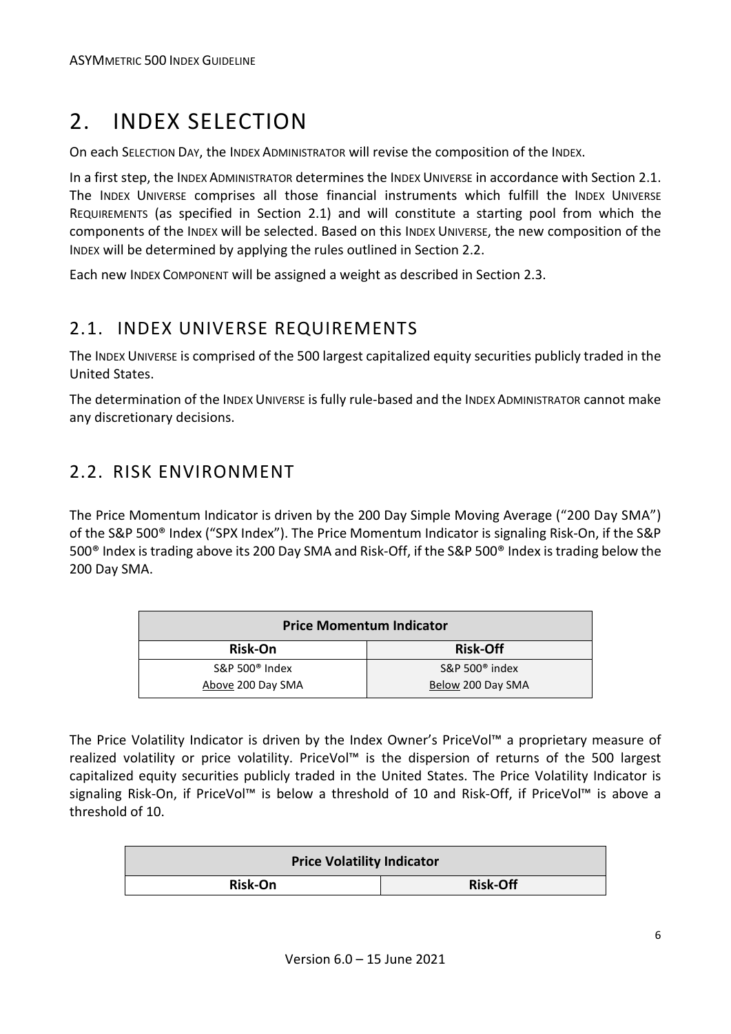# 2. INDEX SELECTION

On each SELECTION DAY, the INDEX ADMINISTRATOR will revise the composition of the INDEX.

In a first step, the INDEX ADMINISTRATOR determines the INDEX UNIVERSE in accordance with Section 2.1. The INDEX UNIVERSE comprises all those financial instruments which fulfill the INDEX UNIVERSE REQUIREMENTS (as specified in Section 2.1) and will constitute a starting pool from which the components of the INDEX will be selected. Based on this INDEX UNIVERSE, the new composition of the INDEX will be determined by applying the rules outlined in Section 2.2.

Each new INDEX COMPONENT will be assigned a weight as described in Section 2.3.

## 2.1. INDEX UNIVERSE REQUIREMENTS

The INDEX UNIVERSE is comprised of the 500 largest capitalized equity securities publicly traded in the United States.

The determination of the INDEX UNIVERSE is fully rule-based and the INDEX ADMINISTRATOR cannot make any discretionary decisions.

## 2.2. RISK ENVIRONMENT

The Price Momentum Indicator is driven by the 200 Day Simple Moving Average ("200 Day SMA") of the S&P 500® Index ("SPX Index"). The Price Momentum Indicator is signaling Risk-On, if the S&P 500® Index is trading above its 200 Day SMA and Risk-Off, if the S&P 500® Index is trading below the 200 Day SMA.

| Price Momentum Indicator | |
|---|---|
| **Risk-On** | **Risk-Off** |
| S&P 500® Index<br>Above 200 Day SMA | S&P 500® index<br>Below 200 Day SMA |

The Price Volatility Indicator is driven by the Index Owner's PriceVol™ a proprietary measure of realized volatility or price volatility. PriceVol™ is the dispersion of returns of the 500 largest capitalized equity securities publicly traded in the United States. The Price Volatility Indicator is signaling Risk-On, if PriceVol™ is below a threshold of 10 and Risk-Off, if PriceVol™ is above a threshold of 10.

| Price Volatility Indicator | |
|---|---|
| **Risk-On** | **Risk-Off** |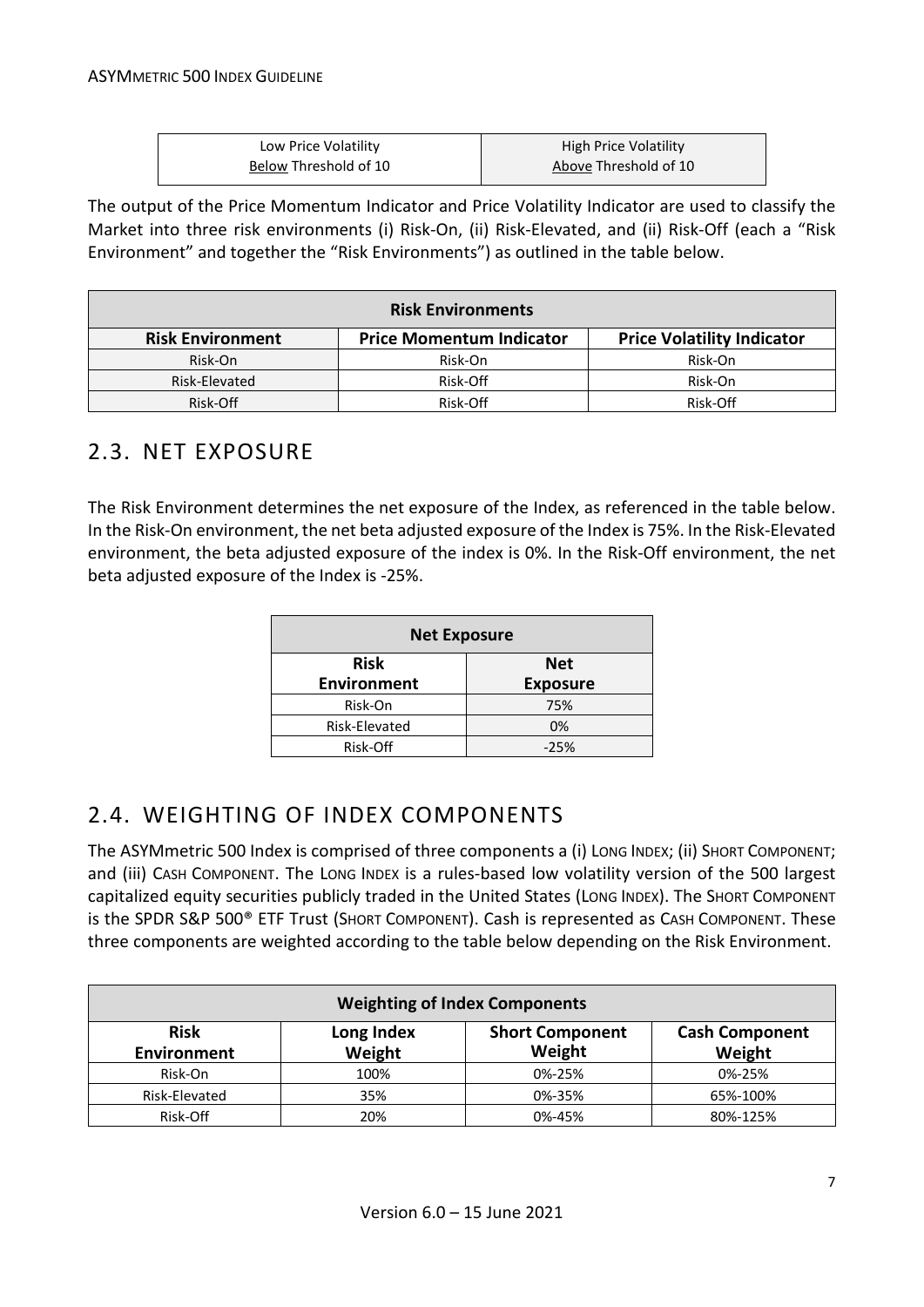| Low Price Volatility | High Price Volatility |
| --- | --- |
| Below Threshold of 10 | Above Threshold of 10 |

The output of the Price Momentum Indicator and Price Volatility Indicator are used to classify the Market into three risk environments (i) Risk-On, (ii) Risk-Elevated, and (ii) Risk-Off (each a "Risk Environment" and together the "Risk Environments") as outlined in the table below.

| Risk Environments | | |
| --- | --- | --- |
| **Risk Environment** | **Price Momentum Indicator** | **Price Volatility Indicator** |
| Risk-On | Risk-On | Risk-On |
| Risk-Elevated | Risk-Off | Risk-On |
| Risk-Off | Risk-Off | Risk-Off |

## 2.3. NET EXPOSURE

The Risk Environment determines the net exposure of the Index, as referenced in the table below. In the Risk-On environment, the net beta adjusted exposure of the Index is 75%. In the Risk-Elevated environment, the beta adjusted exposure of the index is 0%. In the Risk-Off environment, the net beta adjusted exposure of the Index is -25%.

| Net Exposure | |
| --- | --- |
| **Risk Environment** | **Net Exposure** |
| Risk-On | 75% |
| Risk-Elevated | 0% |
| Risk-Off | -25% |

## 2.4. WEIGHTING OF INDEX COMPONENTS

The ASYMmetric 500 Index is comprised of three components a (i) LONG INDEX; (ii) SHORT COMPONENT; and (iii) CASH COMPONENT. The LONG INDEX is a rules-based low volatility version of the 500 largest capitalized equity securities publicly traded in the United States (LONG INDEX). The SHORT COMPONENT is the SPDR S&P 500® ETF Trust (SHORT COMPONENT). Cash is represented as CASH COMPONENT. These three components are weighted according to the table below depending on the Risk Environment.

| Weighting of Index Components | | | |
| --- | --- | --- | --- |
| **Risk Environment** | **Long Index Weight** | **Short Component Weight** | **Cash Component Weight** |
| Risk-On | 100% | 0%-25% | 0%-25% |
| Risk-Elevated | 35% | 0%-35% | 65%-100% |
| Risk-Off | 20% | 0%-45% | 80%-125% |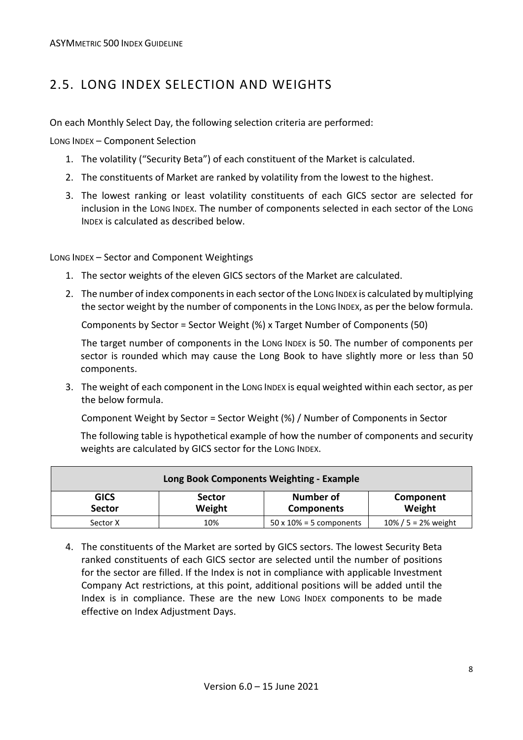## 2.5. LONG INDEX SELECTION AND WEIGHTS

On each Monthly Select Day, the following selection criteria are performed:

LONG INDEX – Component Selection

1. The volatility ("Security Beta") of each constituent of the Market is calculated.
2. The constituents of Market are ranked by volatility from the lowest to the highest.
3. The lowest ranking or least volatility constituents of each GICS sector are selected for inclusion in the LONG INDEX. The number of components selected in each sector of the LONG INDEX is calculated as described below.

LONG INDEX – Sector and Component Weightings

1. The sector weights of the eleven GICS sectors of the Market are calculated.
2. The number of index components in each sector of the LONG INDEX is calculated by multiplying the sector weight by the number of components in the LONG INDEX, as per the below formula.

   Components by Sector = Sector Weight (%) x Target Number of Components (50)

   The target number of components in the LONG INDEX is 50. The number of components per sector is rounded which may cause the Long Book to have slightly more or less than 50 components.

3. The weight of each component in the LONG INDEX is equal weighted within each sector, as per the below formula.

   Component Weight by Sector = Sector Weight (%) / Number of Components in Sector

   The following table is hypothetical example of how the number of components and security weights are calculated by GICS sector for the LONG INDEX.

| Long Book Components Weighting - Example | | | |
|---|---|---|---|
| **GICS Sector** | **Sector Weight** | **Number of Components** | **Component Weight** |
| Sector X | 10% | 50 x 10% = 5 components | 10% / 5 = 2% weight |

4. The constituents of the Market are sorted by GICS sectors. The lowest Security Beta ranked constituents of each GICS sector are selected until the number of positions for the sector are filled. If the Index is not in compliance with applicable Investment Company Act restrictions, at this point, additional positions will be added until the Index is in compliance. These are the new LONG INDEX components to be made effective on Index Adjustment Days.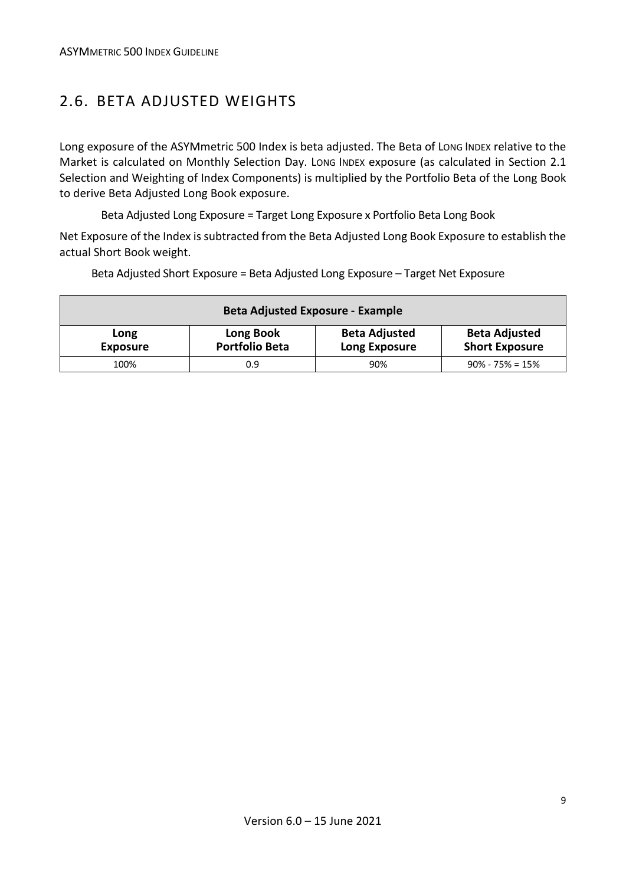## 2.6. BETA ADJUSTED WEIGHTS

Long exposure of the ASYMmetric 500 Index is beta adjusted. The Beta of LONG INDEX relative to the Market is calculated on Monthly Selection Day. LONG INDEX exposure (as calculated in Section 2.1 Selection and Weighting of Index Components) is multiplied by the Portfolio Beta of the Long Book to derive Beta Adjusted Long Book exposure.

Beta Adjusted Long Exposure = Target Long Exposure x Portfolio Beta Long Book

Net Exposure of the Index is subtracted from the Beta Adjusted Long Book Exposure to establish the actual Short Book weight.

Beta Adjusted Short Exposure = Beta Adjusted Long Exposure – Target Net Exposure

| **Beta Adjusted Exposure - Example** | | | |
|---|---|---|---|
| **Long Exposure** | **Long Book Portfolio Beta** | **Beta Adjusted Long Exposure** | **Beta Adjusted Short Exposure** |
| 100% | 0.9 | 90% | 90% - 75% = 15% |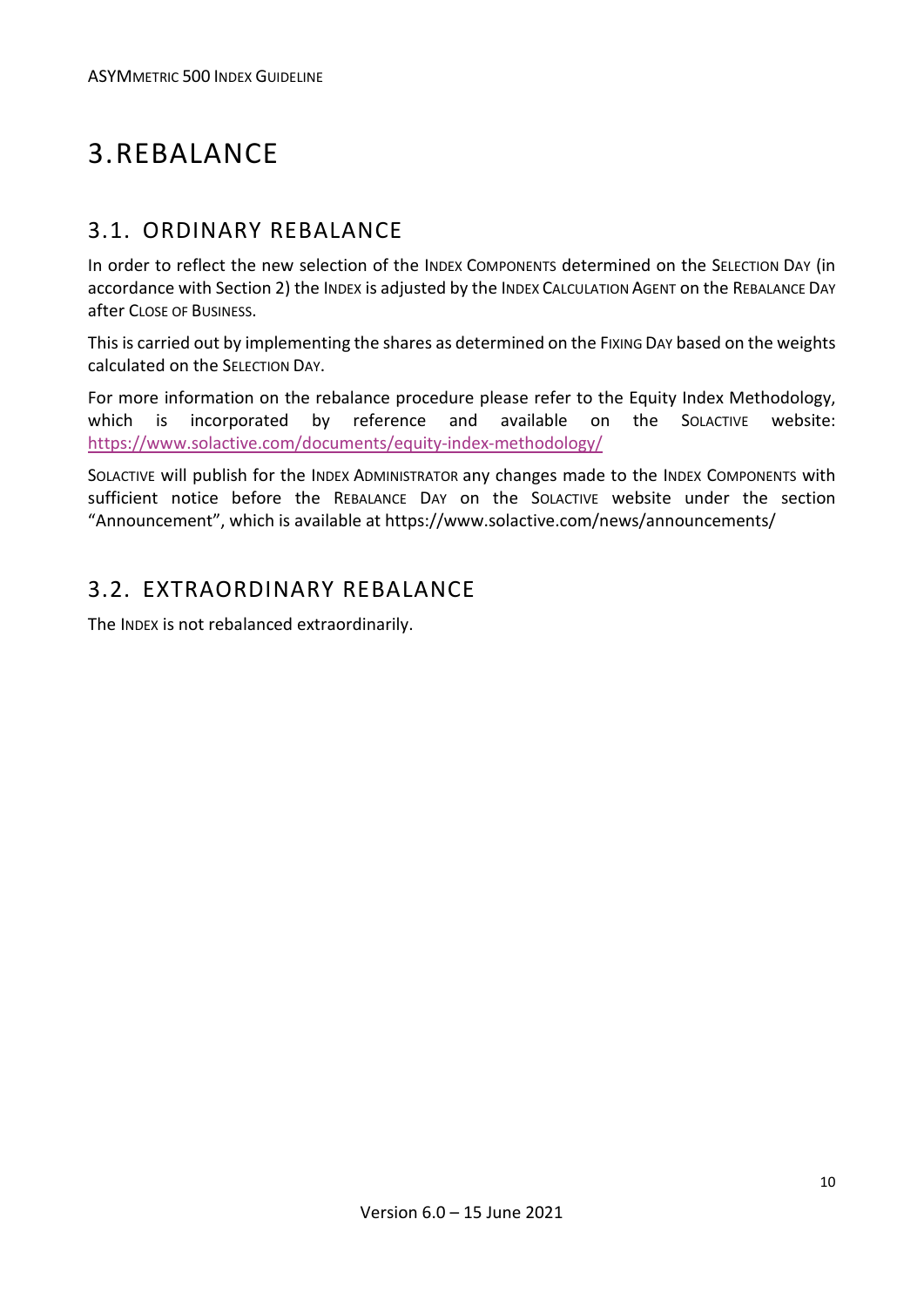# 3. REBALANCE

## 3.1. ORDINARY REBALANCE

In order to reflect the new selection of the INDEX COMPONENTS determined on the SELECTION DAY (in accordance with Section 2) the INDEX is adjusted by the INDEX CALCULATION AGENT on the REBALANCE DAY after CLOSE OF BUSINESS.

This is carried out by implementing the shares as determined on the FIXING DAY based on the weights calculated on the SELECTION DAY.

For more information on the rebalance procedure please refer to the Equity Index Methodology, which is incorporated by reference and available on the SOLACTIVE website: https://www.solactive.com/documents/equity-index-methodology/

SOLACTIVE will publish for the INDEX ADMINISTRATOR any changes made to the INDEX COMPONENTS with sufficient notice before the REBALANCE DAY on the SOLACTIVE website under the section "Announcement", which is available at https://www.solactive.com/news/announcements/

## 3.2. EXTRAORDINARY REBALANCE

The INDEX is not rebalanced extraordinarily.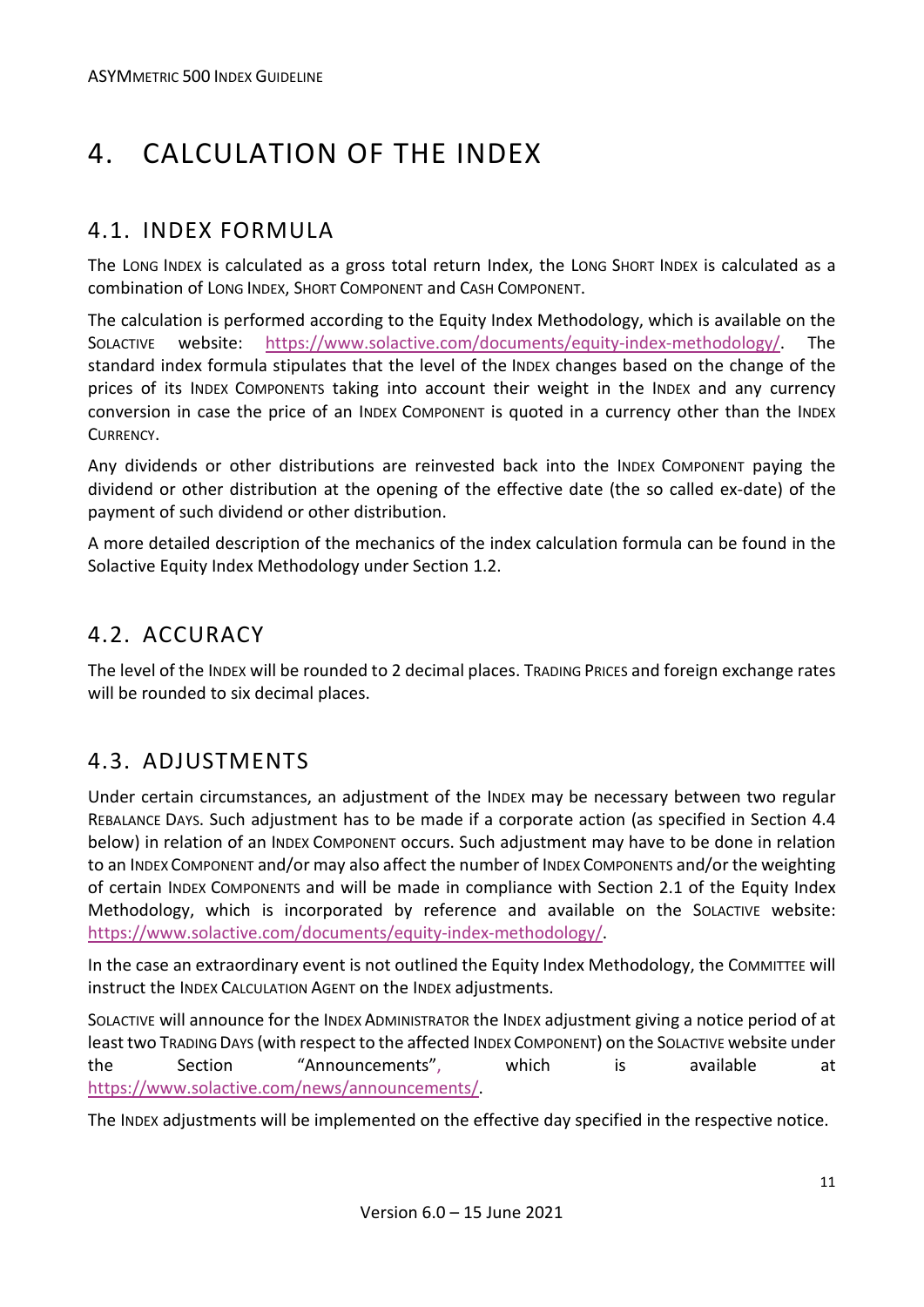# 4. CALCULATION OF THE INDEX

## 4.1. INDEX FORMULA

The LONG INDEX is calculated as a gross total return Index, the LONG SHORT INDEX is calculated as a combination of LONG INDEX, SHORT COMPONENT and CASH COMPONENT.

The calculation is performed according to the Equity Index Methodology, which is available on the SOLACTIVE website: https://www.solactive.com/documents/equity-index-methodology/. The standard index formula stipulates that the level of the INDEX changes based on the change of the prices of its INDEX COMPONENTS taking into account their weight in the INDEX and any currency conversion in case the price of an INDEX COMPONENT is quoted in a currency other than the INDEX CURRENCY.

Any dividends or other distributions are reinvested back into the INDEX COMPONENT paying the dividend or other distribution at the opening of the effective date (the so called ex-date) of the payment of such dividend or other distribution.

A more detailed description of the mechanics of the index calculation formula can be found in the Solactive Equity Index Methodology under Section 1.2.

## 4.2. ACCURACY

The level of the INDEX will be rounded to 2 decimal places. TRADING PRICES and foreign exchange rates will be rounded to six decimal places.

## 4.3. ADJUSTMENTS

Under certain circumstances, an adjustment of the INDEX may be necessary between two regular REBALANCE DAYS. Such adjustment has to be made if a corporate action (as specified in Section 4.4 below) in relation of an INDEX COMPONENT occurs. Such adjustment may have to be done in relation to an INDEX COMPONENT and/or may also affect the number of INDEX COMPONENTS and/or the weighting of certain INDEX COMPONENTS and will be made in compliance with Section 2.1 of the Equity Index Methodology, which is incorporated by reference and available on the SOLACTIVE website: https://www.solactive.com/documents/equity-index-methodology/.

In the case an extraordinary event is not outlined the Equity Index Methodology, the COMMITTEE will instruct the INDEX CALCULATION AGENT on the INDEX adjustments.

SOLACTIVE will announce for the INDEX ADMINISTRATOR the INDEX adjustment giving a notice period of at least two TRADING DAYS (with respect to the affected INDEX COMPONENT) on the SOLACTIVE website under the Section "Announcements", which is available at https://www.solactive.com/news/announcements/.

The INDEX adjustments will be implemented on the effective day specified in the respective notice.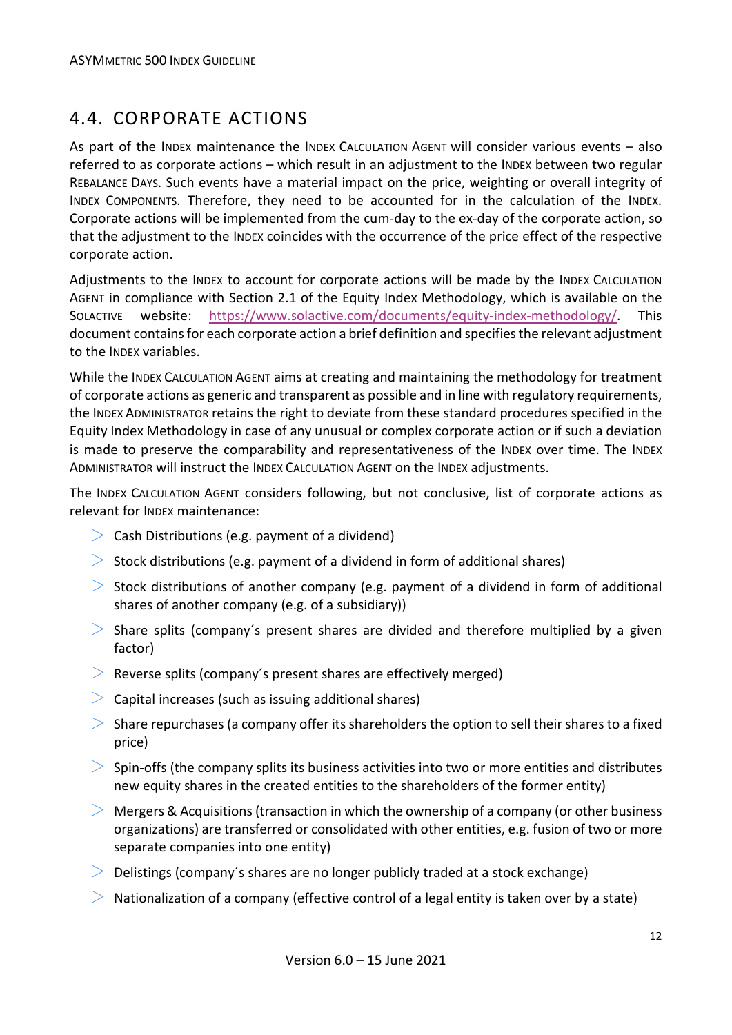## 4.4. CORPORATE ACTIONS

As part of the INDEX maintenance the INDEX CALCULATION AGENT will consider various events – also referred to as corporate actions – which result in an adjustment to the INDEX between two regular REBALANCE DAYS. Such events have a material impact on the price, weighting or overall integrity of INDEX COMPONENTS. Therefore, they need to be accounted for in the calculation of the INDEX. Corporate actions will be implemented from the cum-day to the ex-day of the corporate action, so that the adjustment to the INDEX coincides with the occurrence of the price effect of the respective corporate action.

Adjustments to the INDEX to account for corporate actions will be made by the INDEX CALCULATION AGENT in compliance with Section 2.1 of the Equity Index Methodology, which is available on the SOLACTIVE website: https://www.solactive.com/documents/equity-index-methodology/. This document contains for each corporate action a brief definition and specifies the relevant adjustment to the INDEX variables.

While the INDEX CALCULATION AGENT aims at creating and maintaining the methodology for treatment of corporate actions as generic and transparent as possible and in line with regulatory requirements, the INDEX ADMINISTRATOR retains the right to deviate from these standard procedures specified in the Equity Index Methodology in case of any unusual or complex corporate action or if such a deviation is made to preserve the comparability and representativeness of the INDEX over time. The INDEX ADMINISTRATOR will instruct the INDEX CALCULATION AGENT on the INDEX adjustments.

The INDEX CALCULATION AGENT considers following, but not conclusive, list of corporate actions as relevant for INDEX maintenance:

- Cash Distributions (e.g. payment of a dividend)
- Stock distributions (e.g. payment of a dividend in form of additional shares)
- Stock distributions of another company (e.g. payment of a dividend in form of additional shares of another company (e.g. of a subsidiary))
- Share splits (company´s present shares are divided and therefore multiplied by a given factor)
- Reverse splits (company´s present shares are effectively merged)
- Capital increases (such as issuing additional shares)
- Share repurchases (a company offer its shareholders the option to sell their shares to a fixed price)
- Spin-offs (the company splits its business activities into two or more entities and distributes new equity shares in the created entities to the shareholders of the former entity)
- Mergers & Acquisitions (transaction in which the ownership of a company (or other business organizations) are transferred or consolidated with other entities, e.g. fusion of two or more separate companies into one entity)
- Delistings (company´s shares are no longer publicly traded at a stock exchange)
- Nationalization of a company (effective control of a legal entity is taken over by a state)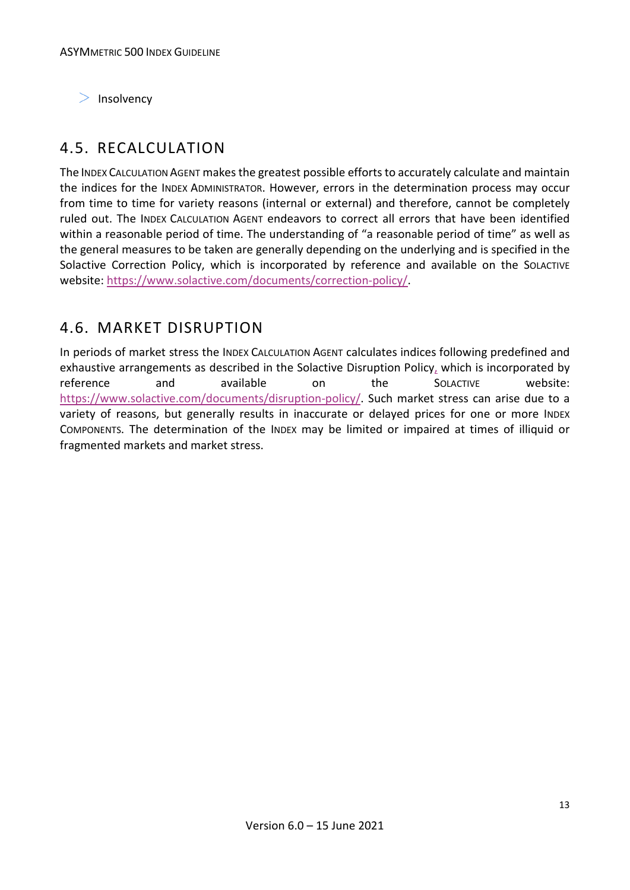- Insolvency

## 4.5. RECALCULATION

The INDEX CALCULATION AGENT makes the greatest possible efforts to accurately calculate and maintain the indices for the INDEX ADMINISTRATOR. However, errors in the determination process may occur from time to time for variety reasons (internal or external) and therefore, cannot be completely ruled out. The INDEX CALCULATION AGENT endeavors to correct all errors that have been identified within a reasonable period of time. The understanding of "a reasonable period of time" as well as the general measures to be taken are generally depending on the underlying and is specified in the Solactive Correction Policy, which is incorporated by reference and available on the SOLACTIVE website: https://www.solactive.com/documents/correction-policy/.

## 4.6. MARKET DISRUPTION

In periods of market stress the INDEX CALCULATION AGENT calculates indices following predefined and exhaustive arrangements as described in the Solactive Disruption Policy, which is incorporated by reference and available on the SOLACTIVE website: https://www.solactive.com/documents/disruption-policy/. Such market stress can arise due to a variety of reasons, but generally results in inaccurate or delayed prices for one or more INDEX COMPONENTS. The determination of the INDEX may be limited or impaired at times of illiquid or fragmented markets and market stress.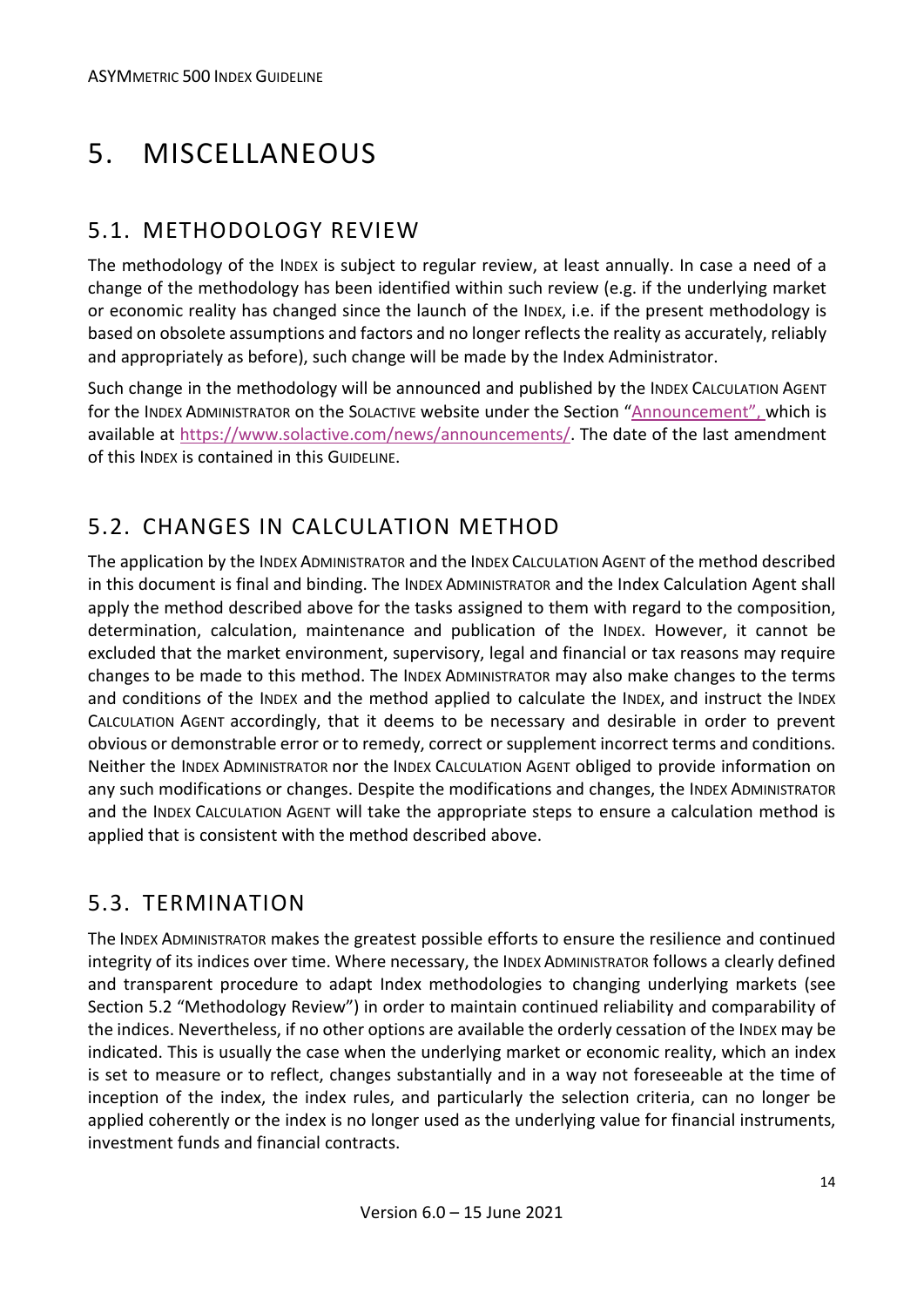# 5. MISCELLANEOUS

## 5.1. METHODOLOGY REVIEW

The methodology of the INDEX is subject to regular review, at least annually. In case a need of a change of the methodology has been identified within such review (e.g. if the underlying market or economic reality has changed since the launch of the INDEX, i.e. if the present methodology is based on obsolete assumptions and factors and no longer reflects the reality as accurately, reliably and appropriately as before), such change will be made by the Index Administrator.

Such change in the methodology will be announced and published by the INDEX CALCULATION AGENT for the INDEX ADMINISTRATOR on the SOLACTIVE website under the Section "Announcement", which is available at https://www.solactive.com/news/announcements/. The date of the last amendment of this INDEX is contained in this GUIDELINE.

## 5.2. CHANGES IN CALCULATION METHOD

The application by the INDEX ADMINISTRATOR and the INDEX CALCULATION AGENT of the method described in this document is final and binding. The INDEX ADMINISTRATOR and the Index Calculation Agent shall apply the method described above for the tasks assigned to them with regard to the composition, determination, calculation, maintenance and publication of the INDEX. However, it cannot be excluded that the market environment, supervisory, legal and financial or tax reasons may require changes to be made to this method. The INDEX ADMINISTRATOR may also make changes to the terms and conditions of the INDEX and the method applied to calculate the INDEX, and instruct the INDEX CALCULATION AGENT accordingly, that it deems to be necessary and desirable in order to prevent obvious or demonstrable error or to remedy, correct or supplement incorrect terms and conditions. Neither the INDEX ADMINISTRATOR nor the INDEX CALCULATION AGENT obliged to provide information on any such modifications or changes. Despite the modifications and changes, the INDEX ADMINISTRATOR and the INDEX CALCULATION AGENT will take the appropriate steps to ensure a calculation method is applied that is consistent with the method described above.

## 5.3. TERMINATION

The INDEX ADMINISTRATOR makes the greatest possible efforts to ensure the resilience and continued integrity of its indices over time. Where necessary, the INDEX ADMINISTRATOR follows a clearly defined and transparent procedure to adapt Index methodologies to changing underlying markets (see Section 5.2 "Methodology Review") in order to maintain continued reliability and comparability of the indices. Nevertheless, if no other options are available the orderly cessation of the INDEX may be indicated. This is usually the case when the underlying market or economic reality, which an index is set to measure or to reflect, changes substantially and in a way not foreseeable at the time of inception of the index, the index rules, and particularly the selection criteria, can no longer be applied coherently or the index is no longer used as the underlying value for financial instruments, investment funds and financial contracts.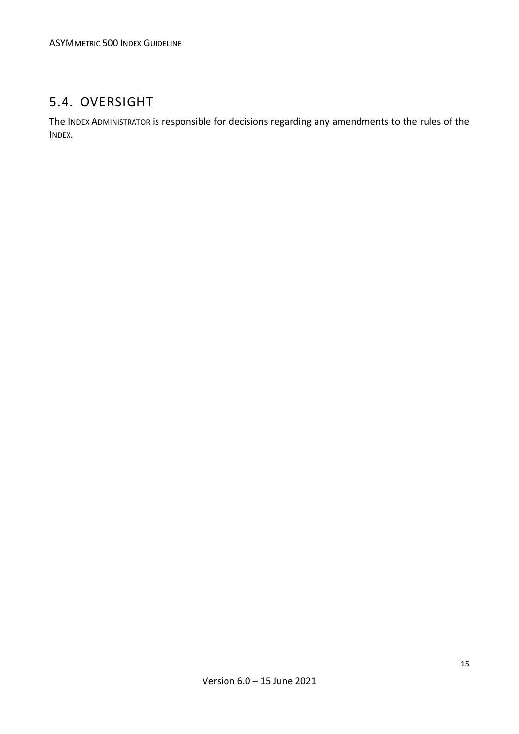## 5.4. OVERSIGHT

The INDEX ADMINISTRATOR is responsible for decisions regarding any amendments to the rules of the INDEX.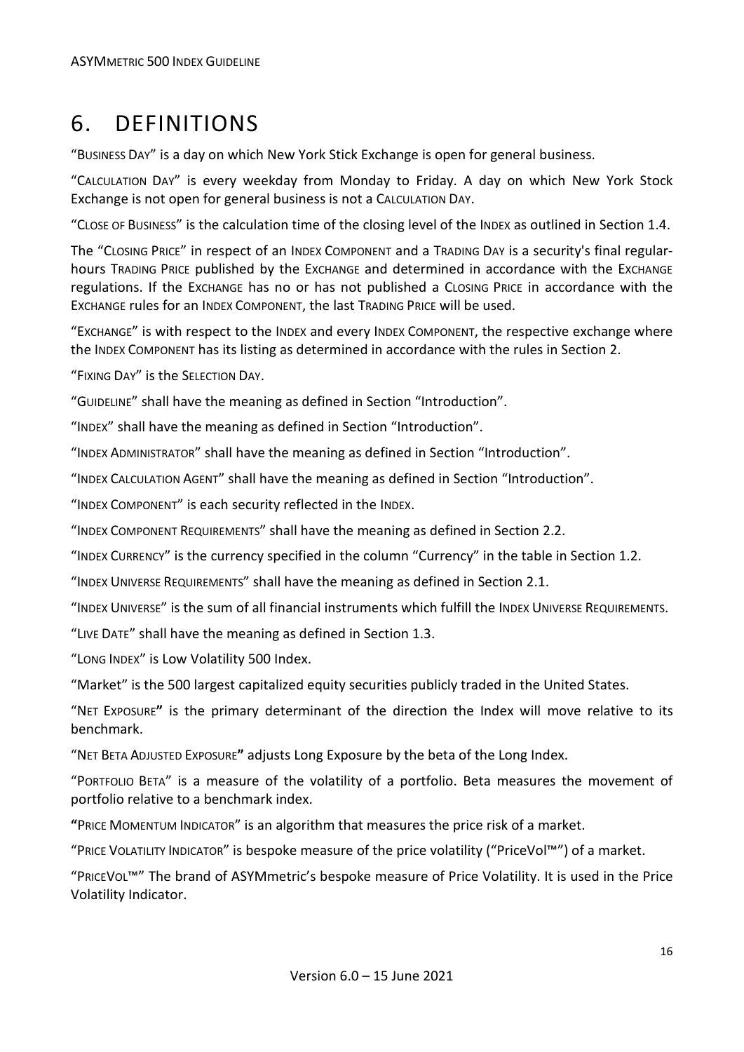# 6. DEFINITIONS

"BUSINESS DAY" is a day on which New York Stick Exchange is open for general business.

"CALCULATION DAY" is every weekday from Monday to Friday. A day on which New York Stock Exchange is not open for general business is not a CALCULATION DAY.

"CLOSE OF BUSINESS" is the calculation time of the closing level of the INDEX as outlined in Section 1.4.

The "CLOSING PRICE" in respect of an INDEX COMPONENT and a TRADING DAY is a security's final regular-hours TRADING PRICE published by the EXCHANGE and determined in accordance with the EXCHANGE regulations. If the EXCHANGE has no or has not published a CLOSING PRICE in accordance with the EXCHANGE rules for an INDEX COMPONENT, the last TRADING PRICE will be used.

"EXCHANGE" is with respect to the INDEX and every INDEX COMPONENT, the respective exchange where the INDEX COMPONENT has its listing as determined in accordance with the rules in Section 2.

"FIXING DAY" is the SELECTION DAY.

"GUIDELINE" shall have the meaning as defined in Section "Introduction".

"INDEX" shall have the meaning as defined in Section "Introduction".

"INDEX ADMINISTRATOR" shall have the meaning as defined in Section "Introduction".

"INDEX CALCULATION AGENT" shall have the meaning as defined in Section "Introduction".

"INDEX COMPONENT" is each security reflected in the INDEX.

"INDEX COMPONENT REQUIREMENTS" shall have the meaning as defined in Section 2.2.

"INDEX CURRENCY" is the currency specified in the column "Currency" in the table in Section 1.2.

"INDEX UNIVERSE REQUIREMENTS" shall have the meaning as defined in Section 2.1.

"INDEX UNIVERSE" is the sum of all financial instruments which fulfill the INDEX UNIVERSE REQUIREMENTS.

"LIVE DATE" shall have the meaning as defined in Section 1.3.

"LONG INDEX" is Low Volatility 500 Index.

"Market" is the 500 largest capitalized equity securities publicly traded in the United States.

"NET EXPOSURE**"** is the primary determinant of the direction the Index will move relative to its benchmark.

"NET BETA ADJUSTED EXPOSURE**"** adjusts Long Exposure by the beta of the Long Index.

"PORTFOLIO BETA" is a measure of the volatility of a portfolio. Beta measures the movement of portfolio relative to a benchmark index.

**"**PRICE MOMENTUM INDICATOR" is an algorithm that measures the price risk of a market.

"PRICE VOLATILITY INDICATOR" is bespoke measure of the price volatility ("PriceVol™") of a market.

"PRICEVOL™" The brand of ASYMmetric's bespoke measure of Price Volatility. It is used in the Price Volatility Indicator.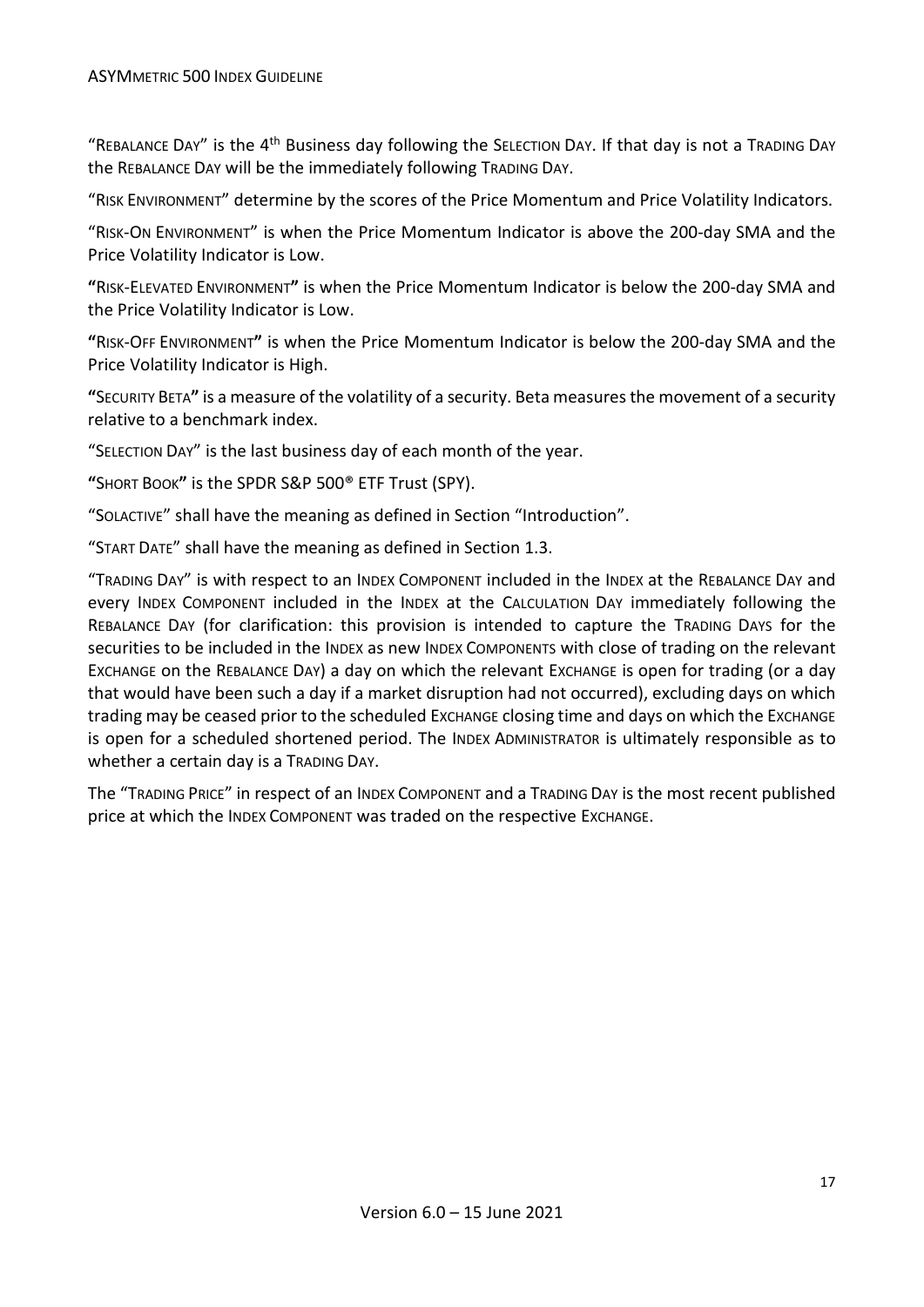"REBALANCE DAY" is the 4th Business day following the SELECTION DAY. If that day is not a TRADING DAY the REBALANCE DAY will be the immediately following TRADING DAY.

"RISK ENVIRONMENT" determine by the scores of the Price Momentum and Price Volatility Indicators.

"RISK-ON ENVIRONMENT" is when the Price Momentum Indicator is above the 200-day SMA and the Price Volatility Indicator is Low.

**"**RISK-ELEVATED ENVIRONMENT**"** is when the Price Momentum Indicator is below the 200-day SMA and the Price Volatility Indicator is Low.

**"**RISK-OFF ENVIRONMENT**"** is when the Price Momentum Indicator is below the 200-day SMA and the Price Volatility Indicator is High.

**"**SECURITY BETA**"** is a measure of the volatility of a security. Beta measures the movement of a security relative to a benchmark index.

"SELECTION DAY" is the last business day of each month of the year.

**"**SHORT BOOK**"** is the SPDR S&P 500® ETF Trust (SPY).

"SOLACTIVE" shall have the meaning as defined in Section "Introduction".

"START DATE" shall have the meaning as defined in Section 1.3.

"TRADING DAY" is with respect to an INDEX COMPONENT included in the INDEX at the REBALANCE DAY and every INDEX COMPONENT included in the INDEX at the CALCULATION DAY immediately following the REBALANCE DAY (for clarification: this provision is intended to capture the TRADING DAYS for the securities to be included in the INDEX as new INDEX COMPONENTS with close of trading on the relevant EXCHANGE on the REBALANCE DAY) a day on which the relevant EXCHANGE is open for trading (or a day that would have been such a day if a market disruption had not occurred), excluding days on which trading may be ceased prior to the scheduled EXCHANGE closing time and days on which the EXCHANGE is open for a scheduled shortened period. The INDEX ADMINISTRATOR is ultimately responsible as to whether a certain day is a TRADING DAY.

The "TRADING PRICE" in respect of an INDEX COMPONENT and a TRADING DAY is the most recent published price at which the INDEX COMPONENT was traded on the respective EXCHANGE.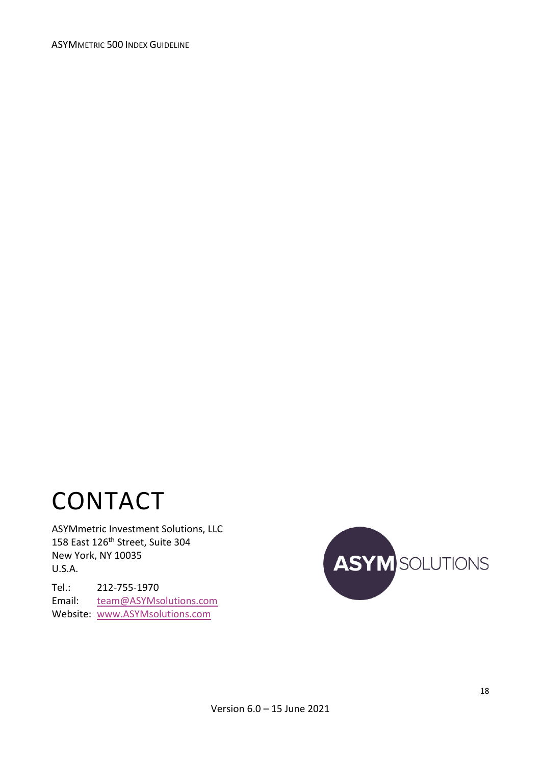# CONTACT

ASYMmetric Investment Solutions, LLC
158 East 126th Street, Suite 304
New York, NY 10035
U.S.A.

Tel.: 212-755-1970
Email: team@ASYMsolutions.com
Website: www.ASYMsolutions.com

Version 6.0 – 15 June 2021